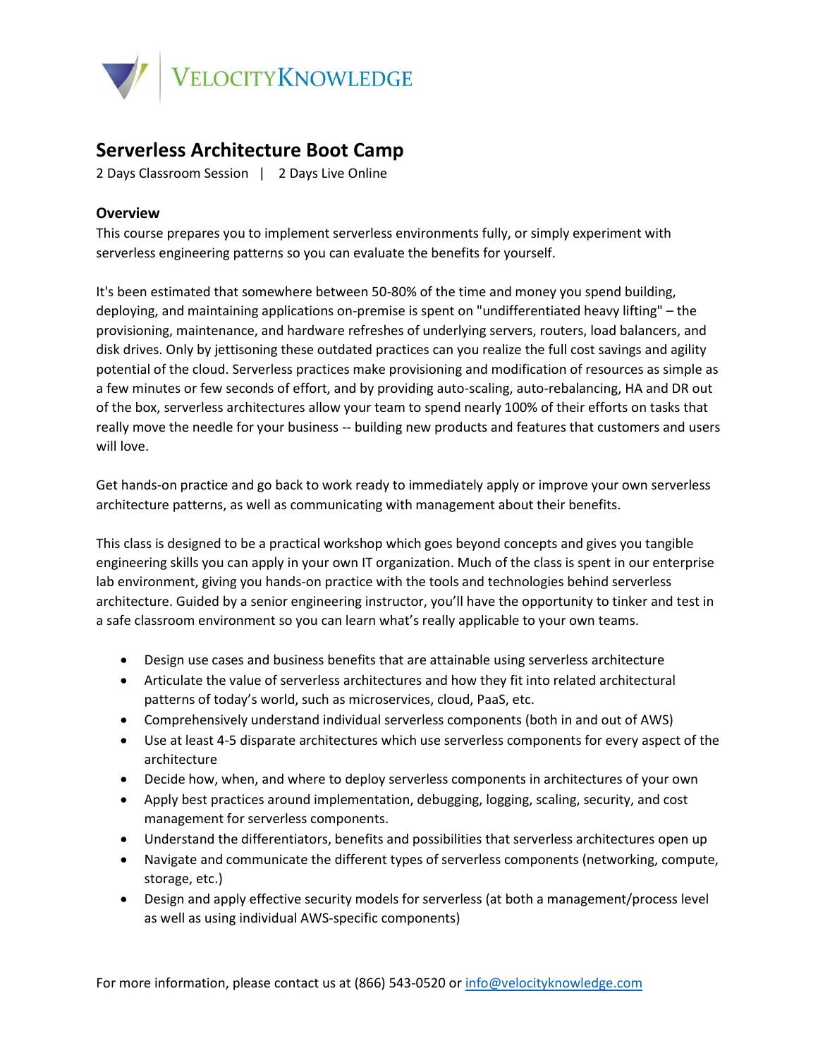VELOCITYKNOWLEDGE

# Serverless Architecture Boot Camp

2 Days Classroom Session | 2 Days Live Online

## Overview

This course prepares you to implement serverless environments fully, or simply experiment with serverless engineering patterns so you can evaluate the benefits for yourself.

It's been estimated that somewhere between 50-80% of the time and money you spend building, deploying, and maintaining applications on-premise is spent on "undifferentiated heavy lifting" – the provisioning, maintenance, and hardware refreshes of underlying servers, routers, load balancers, and disk drives. Only by jettisoning these outdated practices can you realize the full cost savings and agility potential of the cloud. Serverless practices make provisioning and modification of resources as simple as a few minutes or few seconds of effort, and by providing auto-scaling, auto-rebalancing, HA and DR out of the box, serverless architectures allow your team to spend nearly 100% of their efforts on tasks that really move the needle for your business -- building new products and features that customers and users will love.

Get hands-on practice and go back to work ready to immediately apply or improve your own serverless architecture patterns, as well as communicating with management about their benefits.

This class is designed to be a practical workshop which goes beyond concepts and gives you tangible engineering skills you can apply in your own IT organization. Much of the class is spent in our enterprise lab environment, giving you hands-on practice with the tools and technologies behind serverless architecture. Guided by a senior engineering instructor, you'll have the opportunity to tinker and test in a safe classroom environment so you can learn what's really applicable to your own teams.

- Design use cases and business benefits that are attainable using serverless architecture
- Articulate the value of serverless architectures and how they fit into related architectural patterns of today's world, such as microservices, cloud, PaaS, etc.
- Comprehensively understand individual serverless components (both in and out of AWS)
- Use at least 4-5 disparate architectures which use serverless components for every aspect of the architecture
- Decide how, when, and where to deploy serverless components in architectures of your own
- Apply best practices around implementation, debugging, logging, scaling, security, and cost management for serverless components.
- Understand the differentiators, benefits and possibilities that serverless architectures open up
- Navigate and communicate the different types of serverless components (networking, compute, storage, etc.)
- Design and apply effective security models for serverless (at both a management/process level as well as using individual AWS-specific components)

For more information, please contact us at (866) 543-0520 or info@velocityknowledge.com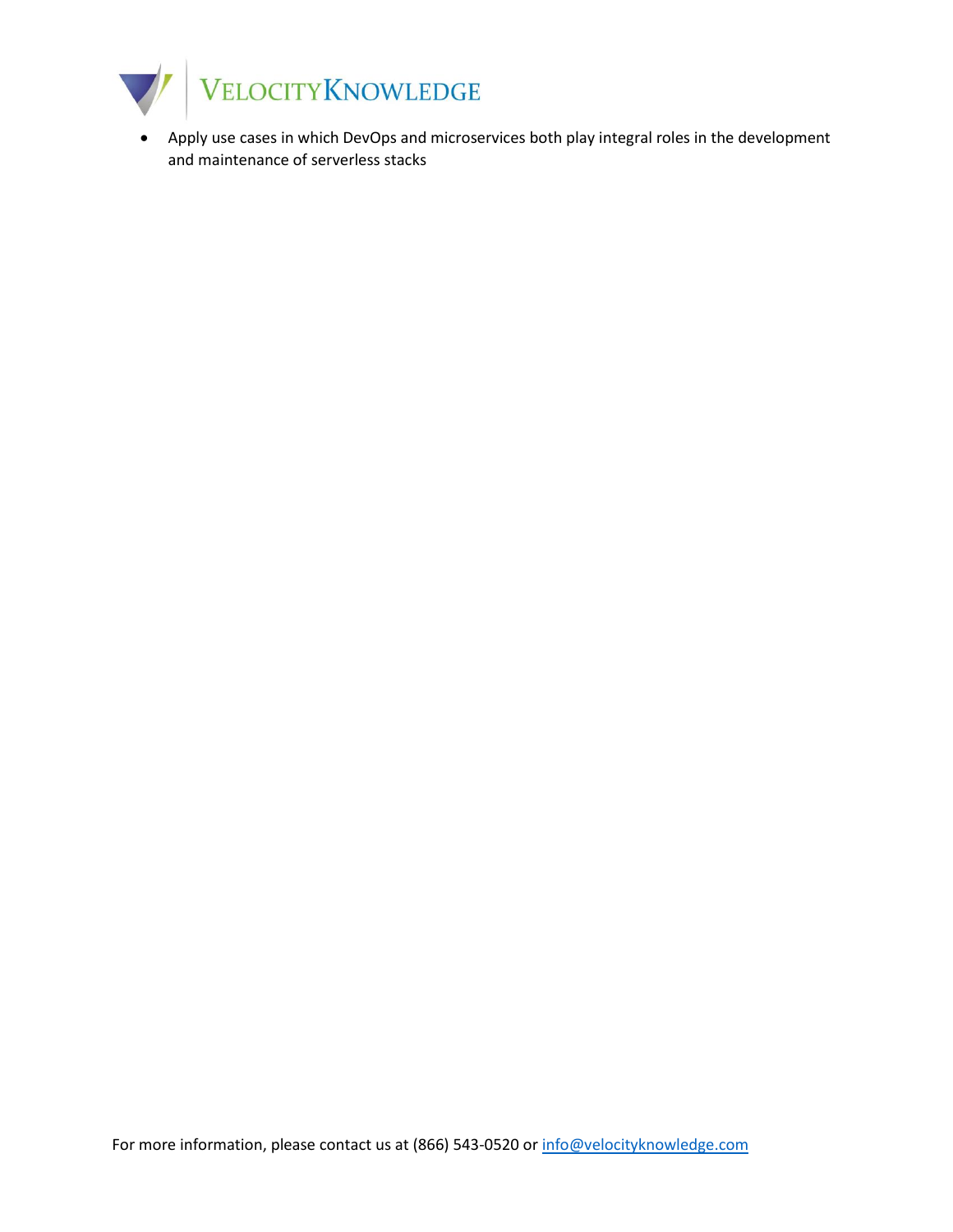- Apply use cases in which DevOps and microservices both play integral roles in the development and maintenance of serverless stacks

For more information, please contact us at (866) 543-0520 or info@velocityknowledge.com